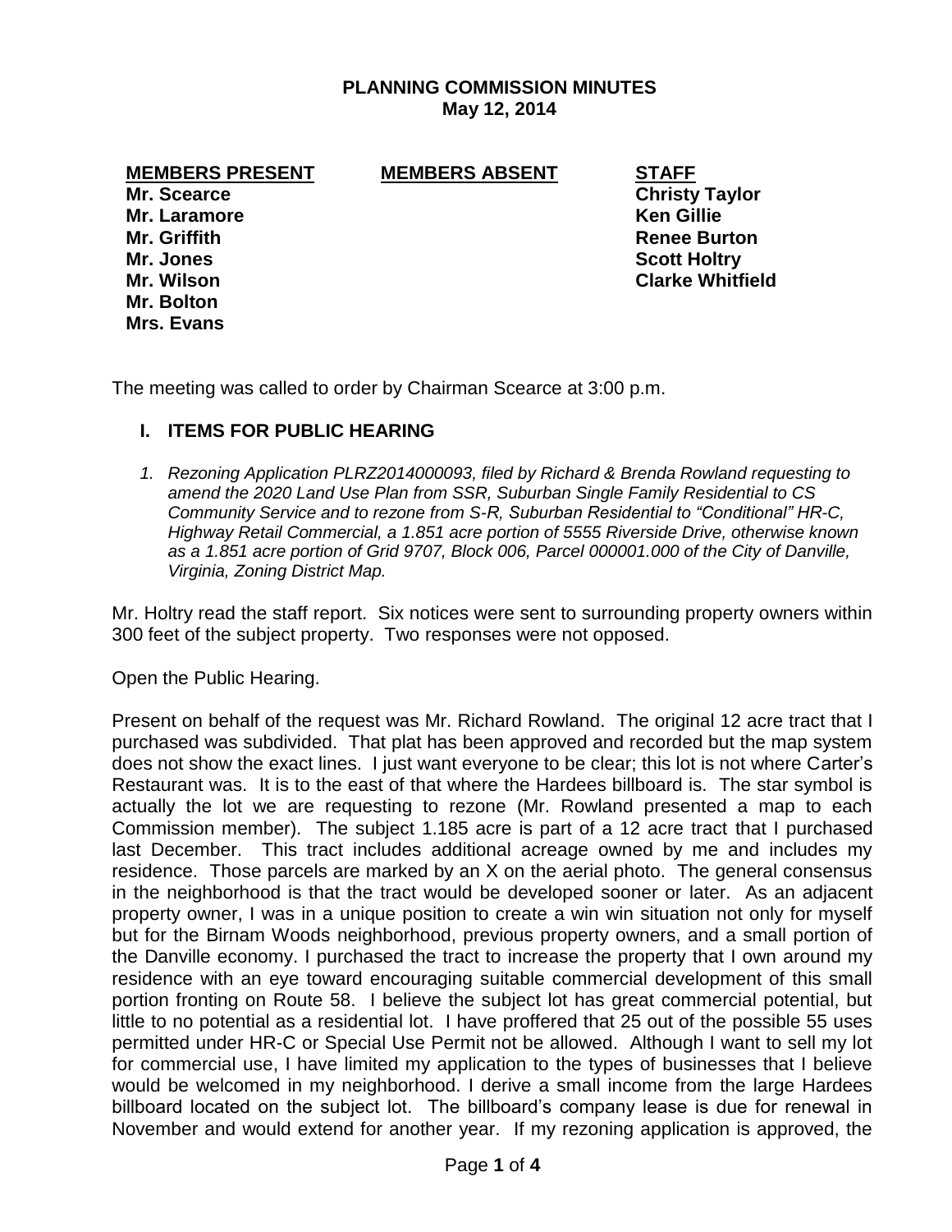**PLANNING COMMISSION MINUTES**
**May 12, 2014**

| MEMBERS PRESENT | MEMBERS ABSENT | STAFF |
| --- | --- | --- |
| Mr. Scearce | | Christy Taylor |
| Mr. Laramore | | Ken Gillie |
| Mr. Griffith | | Renee Burton |
| Mr. Jones | | Scott Holtry |
| Mr. Wilson | | Clarke Whitfield |
| Mr. Bolton | | |
| Mrs. Evans | | |

The meeting was called to order by Chairman Scearce at 3:00 p.m.

## I. ITEMS FOR PUBLIC HEARING

1. *Rezoning Application PLRZ2014000093, filed by Richard & Brenda Rowland requesting to amend the 2020 Land Use Plan from SSR, Suburban Single Family Residential to CS Community Service and to rezone from S-R, Suburban Residential to "Conditional" HR-C, Highway Retail Commercial, a 1.851 acre portion of 5555 Riverside Drive, otherwise known as a 1.851 acre portion of Grid 9707, Block 006, Parcel 000001.000 of the City of Danville, Virginia, Zoning District Map.*

Mr. Holtry read the staff report. Six notices were sent to surrounding property owners within 300 feet of the subject property. Two responses were not opposed.

Open the Public Hearing.

Present on behalf of the request was Mr. Richard Rowland. The original 12 acre tract that I purchased was subdivided. That plat has been approved and recorded but the map system does not show the exact lines. I just want everyone to be clear; this lot is not where Carter's Restaurant was. It is to the east of that where the Hardees billboard is. The star symbol is actually the lot we are requesting to rezone (Mr. Rowland presented a map to each Commission member). The subject 1.185 acre is part of a 12 acre tract that I purchased last December. This tract includes additional acreage owned by me and includes my residence. Those parcels are marked by an X on the aerial photo. The general consensus in the neighborhood is that the tract would be developed sooner or later. As an adjacent property owner, I was in a unique position to create a win win situation not only for myself but for the Birnam Woods neighborhood, previous property owners, and a small portion of the Danville economy. I purchased the tract to increase the property that I own around my residence with an eye toward encouraging suitable commercial development of this small portion fronting on Route 58. I believe the subject lot has great commercial potential, but little to no potential as a residential lot. I have proffered that 25 out of the possible 55 uses permitted under HR-C or Special Use Permit not be allowed. Although I want to sell my lot for commercial use, I have limited my application to the types of businesses that I believe would be welcomed in my neighborhood. I derive a small income from the large Hardees billboard located on the subject lot. The billboard's company lease is due for renewal in November and would extend for another year. If my rezoning application is approved, the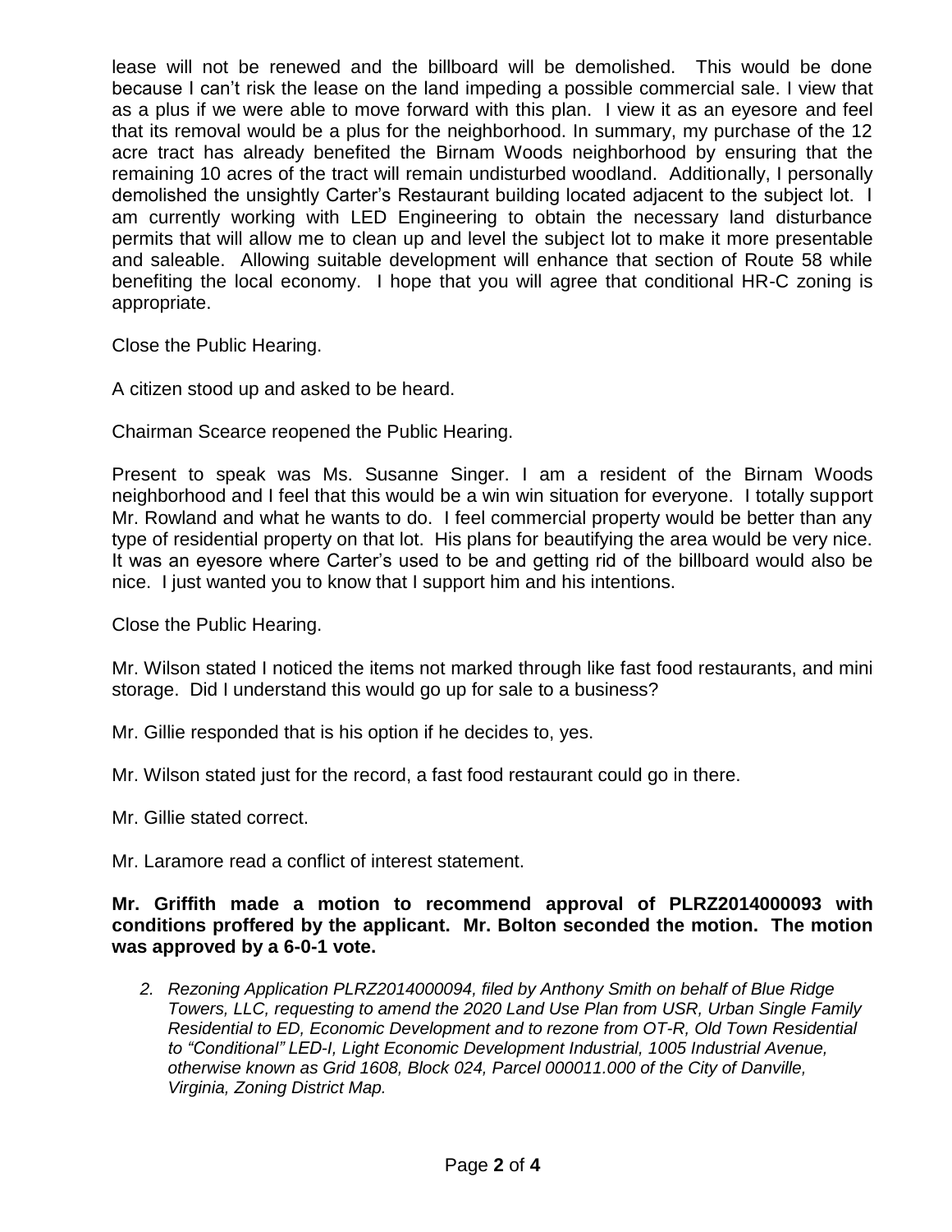lease will not be renewed and the billboard will be demolished. This would be done because I can't risk the lease on the land impeding a possible commercial sale. I view that as a plus if we were able to move forward with this plan. I view it as an eyesore and feel that its removal would be a plus for the neighborhood. In summary, my purchase of the 12 acre tract has already benefited the Birnam Woods neighborhood by ensuring that the remaining 10 acres of the tract will remain undisturbed woodland. Additionally, I personally demolished the unsightly Carter's Restaurant building located adjacent to the subject lot. I am currently working with LED Engineering to obtain the necessary land disturbance permits that will allow me to clean up and level the subject lot to make it more presentable and saleable. Allowing suitable development will enhance that section of Route 58 while benefiting the local economy. I hope that you will agree that conditional HR-C zoning is appropriate.

Close the Public Hearing.

A citizen stood up and asked to be heard.

Chairman Scearce reopened the Public Hearing.

Present to speak was Ms. Susanne Singer. I am a resident of the Birnam Woods neighborhood and I feel that this would be a win win situation for everyone. I totally support Mr. Rowland and what he wants to do. I feel commercial property would be better than any type of residential property on that lot. His plans for beautifying the area would be very nice. It was an eyesore where Carter's used to be and getting rid of the billboard would also be nice. I just wanted you to know that I support him and his intentions.

Close the Public Hearing.

Mr. Wilson stated I noticed the items not marked through like fast food restaurants, and mini storage. Did I understand this would go up for sale to a business?

Mr. Gillie responded that is his option if he decides to, yes.

Mr. Wilson stated just for the record, a fast food restaurant could go in there.

Mr. Gillie stated correct.

Mr. Laramore read a conflict of interest statement.

**Mr. Griffith made a motion to recommend approval of PLRZ2014000093 with conditions proffered by the applicant. Mr. Bolton seconded the motion. The motion was approved by a 6-0-1 vote.**

2. *Rezoning Application PLRZ2014000094, filed by Anthony Smith on behalf of Blue Ridge Towers, LLC, requesting to amend the 2020 Land Use Plan from USR, Urban Single Family Residential to ED, Economic Development and to rezone from OT-R, Old Town Residential to "Conditional" LED-I, Light Economic Development Industrial, 1005 Industrial Avenue, otherwise known as Grid 1608, Block 024, Parcel 000011.000 of the City of Danville, Virginia, Zoning District Map.*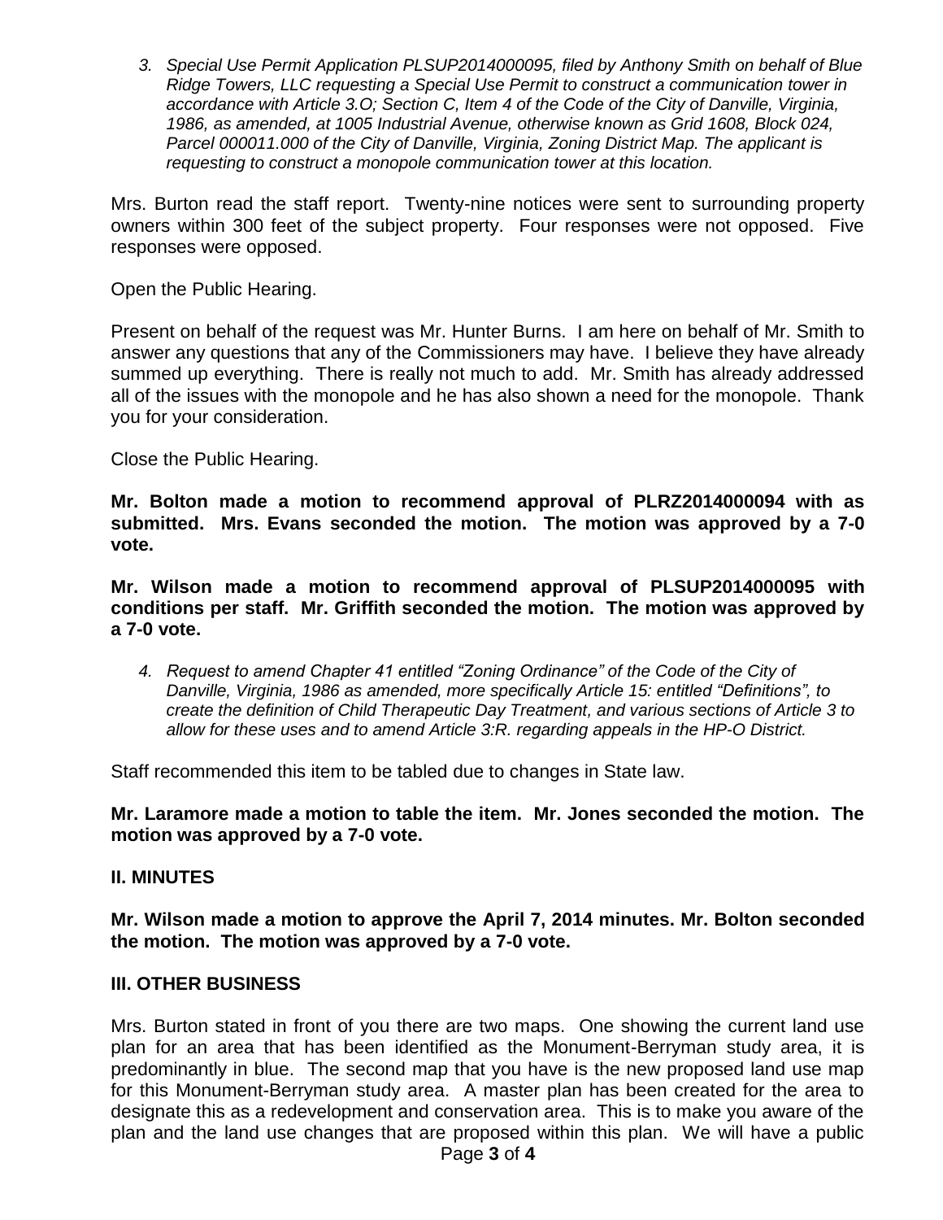3. *Special Use Permit Application PLSUP2014000095, filed by Anthony Smith on behalf of Blue Ridge Towers, LLC requesting a Special Use Permit to construct a communication tower in accordance with Article 3.O; Section C, Item 4 of the Code of the City of Danville, Virginia, 1986, as amended, at 1005 Industrial Avenue, otherwise known as Grid 1608, Block 024, Parcel 000011.000 of the City of Danville, Virginia, Zoning District Map. The applicant is requesting to construct a monopole communication tower at this location.*

Mrs. Burton read the staff report. Twenty-nine notices were sent to surrounding property owners within 300 feet of the subject property. Four responses were not opposed. Five responses were opposed.

Open the Public Hearing.

Present on behalf of the request was Mr. Hunter Burns. I am here on behalf of Mr. Smith to answer any questions that any of the Commissioners may have. I believe they have already summed up everything. There is really not much to add. Mr. Smith has already addressed all of the issues with the monopole and he has also shown a need for the monopole. Thank you for your consideration.

Close the Public Hearing.

**Mr. Bolton made a motion to recommend approval of PLRZ2014000094 with as submitted. Mrs. Evans seconded the motion. The motion was approved by a 7-0 vote.**

**Mr. Wilson made a motion to recommend approval of PLSUP2014000095 with conditions per staff. Mr. Griffith seconded the motion. The motion was approved by a 7-0 vote.**

4. *Request to amend Chapter 41 entitled "Zoning Ordinance" of the Code of the City of Danville, Virginia, 1986 as amended, more specifically Article 15: entitled "Definitions", to create the definition of Child Therapeutic Day Treatment, and various sections of Article 3 to allow for these uses and to amend Article 3:R. regarding appeals in the HP-O District.*

Staff recommended this item to be tabled due to changes in State law.

**Mr. Laramore made a motion to table the item. Mr. Jones seconded the motion. The motion was approved by a 7-0 vote.**

## II. MINUTES

**Mr. Wilson made a motion to approve the April 7, 2014 minutes. Mr. Bolton seconded the motion. The motion was approved by a 7-0 vote.**

## III. OTHER BUSINESS

Mrs. Burton stated in front of you there are two maps. One showing the current land use plan for an area that has been identified as the Monument-Berryman study area, it is predominantly in blue. The second map that you have is the new proposed land use map for this Monument-Berryman study area. A master plan has been created for the area to designate this as a redevelopment and conservation area. This is to make you aware of the plan and the land use changes that are proposed within this plan. We will have a public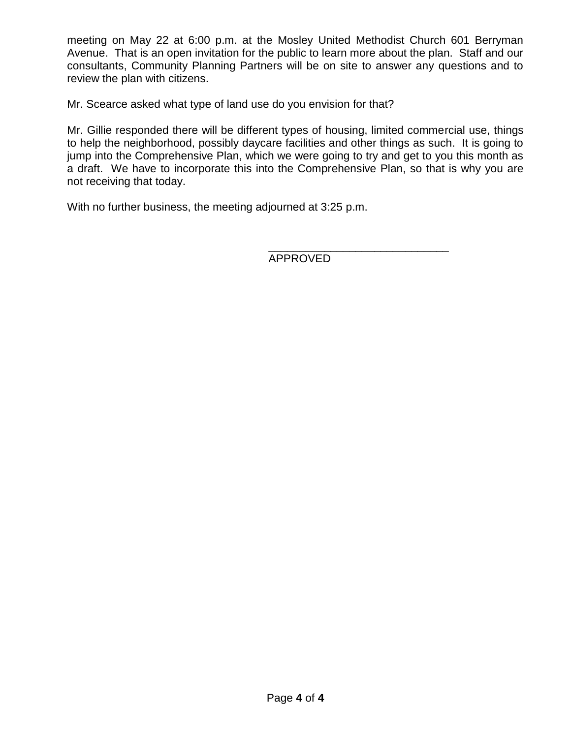meeting on May 22 at 6:00 p.m. at the Mosley United Methodist Church 601 Berryman Avenue. That is an open invitation for the public to learn more about the plan. Staff and our consultants, Community Planning Partners will be on site to answer any questions and to review the plan with citizens.

Mr. Scearce asked what type of land use do you envision for that?

Mr. Gillie responded there will be different types of housing, limited commercial use, things to help the neighborhood, possibly daycare facilities and other things as such. It is going to jump into the Comprehensive Plan, which we were going to try and get to you this month as a draft. We have to incorporate this into the Comprehensive Plan, so that is why you are not receiving that today.

With no further business, the meeting adjourned at 3:25 p.m.

\_\_\_\_\_\_\_\_\_\_\_\_\_\_\_\_\_\_\_\_\_\_\_\_\_\_\_\_\_\_

APPROVED